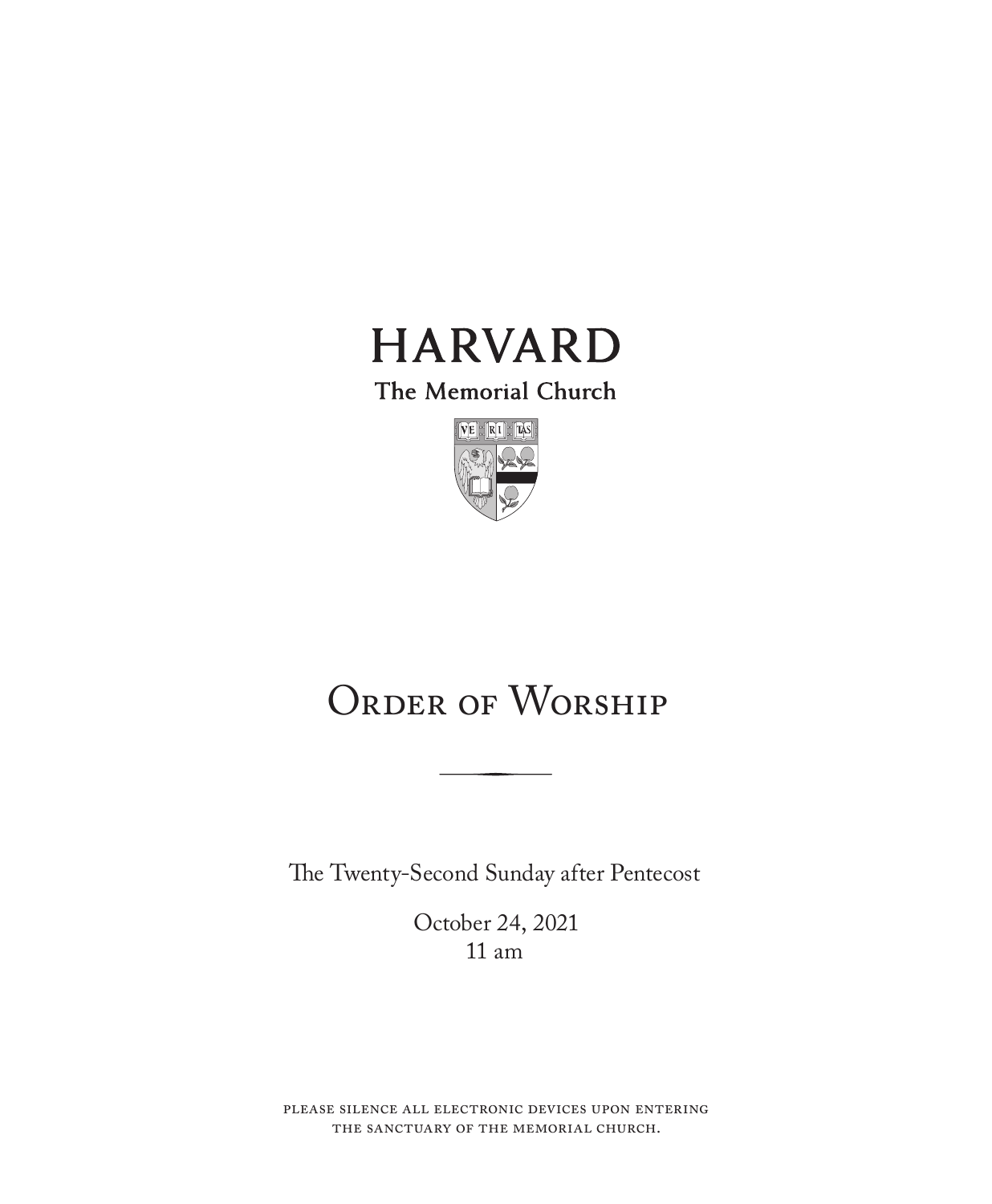# HARVARD

The Memorial Church

# Order of Worship

The Twenty-Second Sunday after Pentecost

October 24, 2021
11 am

please silence all electronic devices upon entering the sanctuary of the memorial church.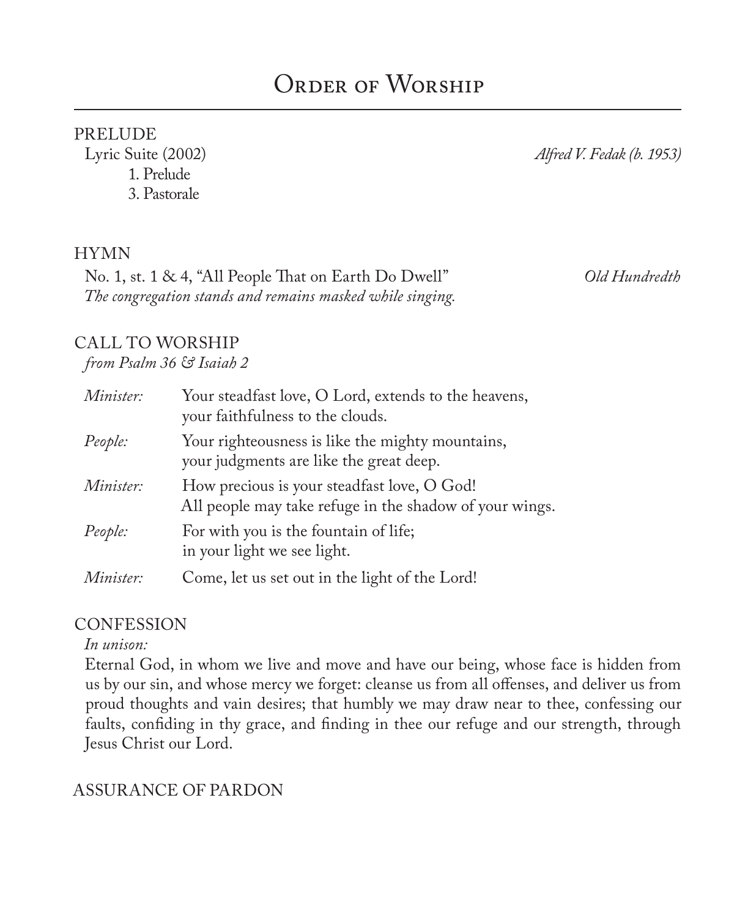# Order of Worship

PRELUDE

Lyric Suite (2002) *Alfred V. Fedak (b. 1953)*

1. Prelude
3. Pastorale

HYMN

No. 1, st. 1 & 4, "All People That on Earth Do Dwell" *Old Hundredth*

*The congregation stands and remains masked while singing.*

CALL TO WORSHIP

*from Psalm 36 & Isaiah 2*

*Minister:* Your steadfast love, O Lord, extends to the heavens,
your faithfulness to the clouds.

*People:* Your righteousness is like the mighty mountains,
your judgments are like the great deep.

*Minister:* How precious is your steadfast love, O God!
All people may take refuge in the shadow of your wings.

*People:* For with you is the fountain of life;
in your light we see light.

*Minister:* Come, let us set out in the light of the Lord!

CONFESSION

*In unison:*

Eternal God, in whom we live and move and have our being, whose face is hidden from us by our sin, and whose mercy we forget: cleanse us from all offenses, and deliver us from proud thoughts and vain desires; that humbly we may draw near to thee, confessing our faults, confiding in thy grace, and finding in thee our refuge and our strength, through Jesus Christ our Lord.

ASSURANCE OF PARDON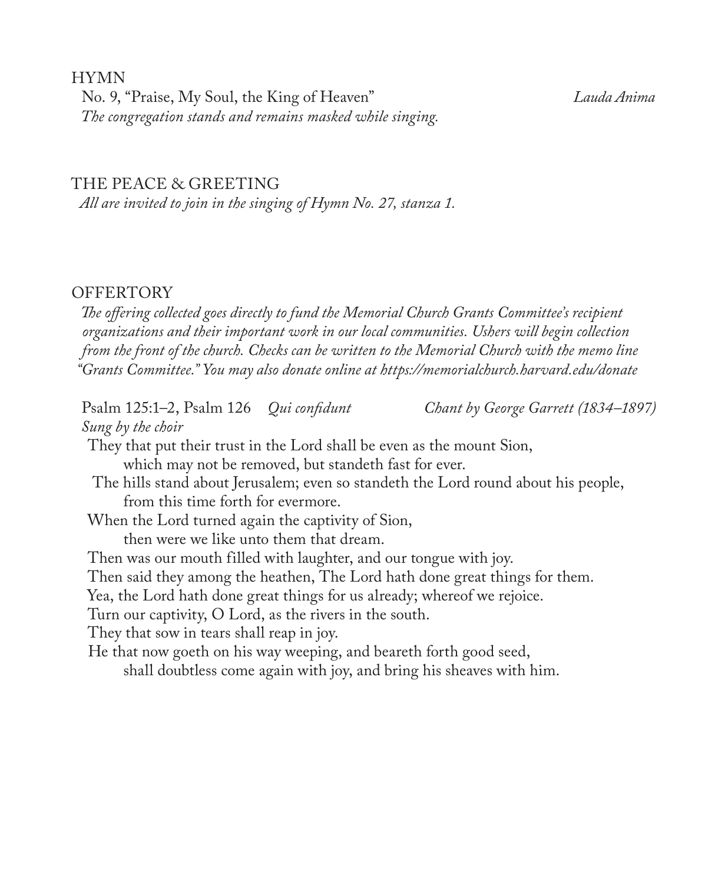## HYMN

No. 9, "Praise, My Soul, the King of Heaven" *Lauda Anima*

*The congregation stands and remains masked while singing.*

## THE PEACE & GREETING

*All are invited to join in the singing of Hymn No. 27, stanza 1.*

## OFFERTORY

*The offering collected goes directly to fund the Memorial Church Grants Committee's recipient organizations and their important work in our local communities. Ushers will begin collection from the front of the church. Checks can be written to the Memorial Church with the memo line "Grants Committee." You may also donate online at https://memorialchurch.harvard.edu/donate*

Psalm 125:1–2, Psalm 126 *Qui confidunt* *Chant by George Garrett (1834–1897)*

*Sung by the choir*

They that put their trust in the Lord shall be even as the mount Sion,
which may not be removed, but standeth fast for ever.
The hills stand about Jerusalem; even so standeth the Lord round about his people,
from this time forth for evermore.
When the Lord turned again the captivity of Sion,
then were we like unto them that dream.
Then was our mouth filled with laughter, and our tongue with joy.
Then said they among the heathen, The Lord hath done great things for them.
Yea, the Lord hath done great things for us already; whereof we rejoice.
Turn our captivity, O Lord, as the rivers in the south.
They that sow in tears shall reap in joy.
He that now goeth on his way weeping, and beareth forth good seed,
shall doubtless come again with joy, and bring his sheaves with him.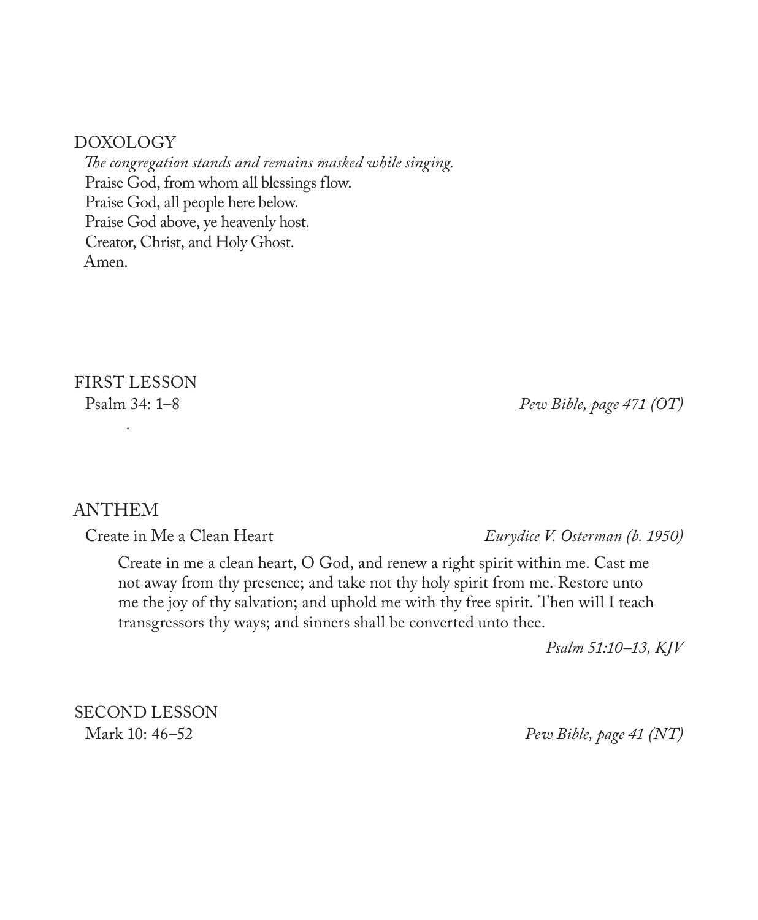## DOXOLOGY

*The congregation stands and remains masked while singing.*

Praise God, from whom all blessings flow.
Praise God, all people here below.
Praise God above, ye heavenly host.
Creator, Christ, and Holy Ghost.
Amen.

## FIRST LESSON

Psalm 34: 1–8 *Pew Bible, page 471 (OT)*

## ANTHEM

Create in Me a Clean Heart *Eurydice V. Osterman (b. 1950)*

> Create in me a clean heart, O God, and renew a right spirit within me. Cast me not away from thy presence; and take not thy holy spirit from me. Restore unto me the joy of thy salvation; and uphold me with thy free spirit. Then will I teach transgressors thy ways; and sinners shall be converted unto thee.
>
> *Psalm 51:10–13, KJV*

## SECOND LESSON

Mark 10: 46–52 *Pew Bible, page 41 (NT)*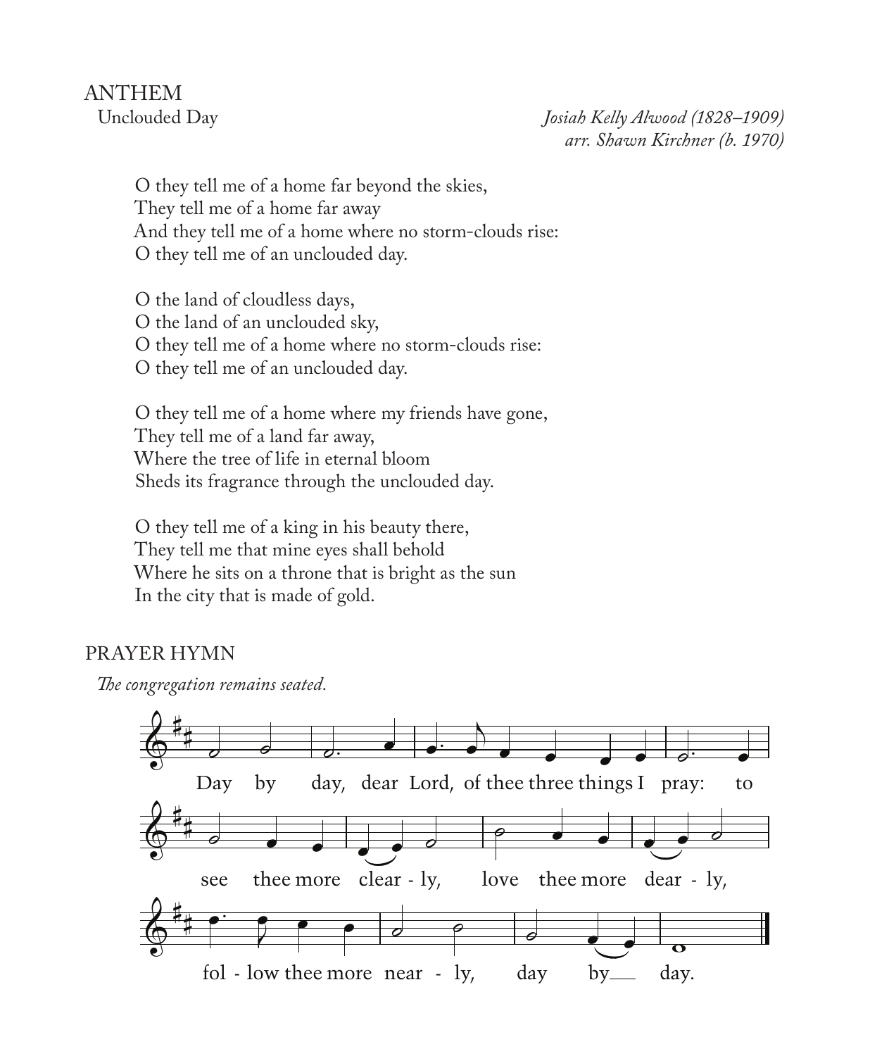## ANTHEM

Unclouded Day

*Josiah Kelly Alwood (1828–1909)*
*arr. Shawn Kirchner (b. 1970)*

O they tell me of a home far beyond the skies,
They tell me of a home far away
And they tell me of a home where no storm-clouds rise:
O they tell me of an unclouded day.

O the land of cloudless days,
O the land of an unclouded sky,
O they tell me of a home where no storm-clouds rise:
O they tell me of an unclouded day.

O they tell me of a home where my friends have gone,
They tell me of a land far away,
Where the tree of life in eternal bloom
Sheds its fragrance through the unclouded day.

O they tell me of a king in his beauty there,
They tell me that mine eyes shall behold
Where he sits on a throne that is bright as the sun
In the city that is made of gold.

## PRAYER HYMN

*The congregation remains seated.*

Day by day, dear Lord, of thee three things I pray: to see thee more clear - ly, love thee more dear - ly, fol - low thee more near - ly, day by day.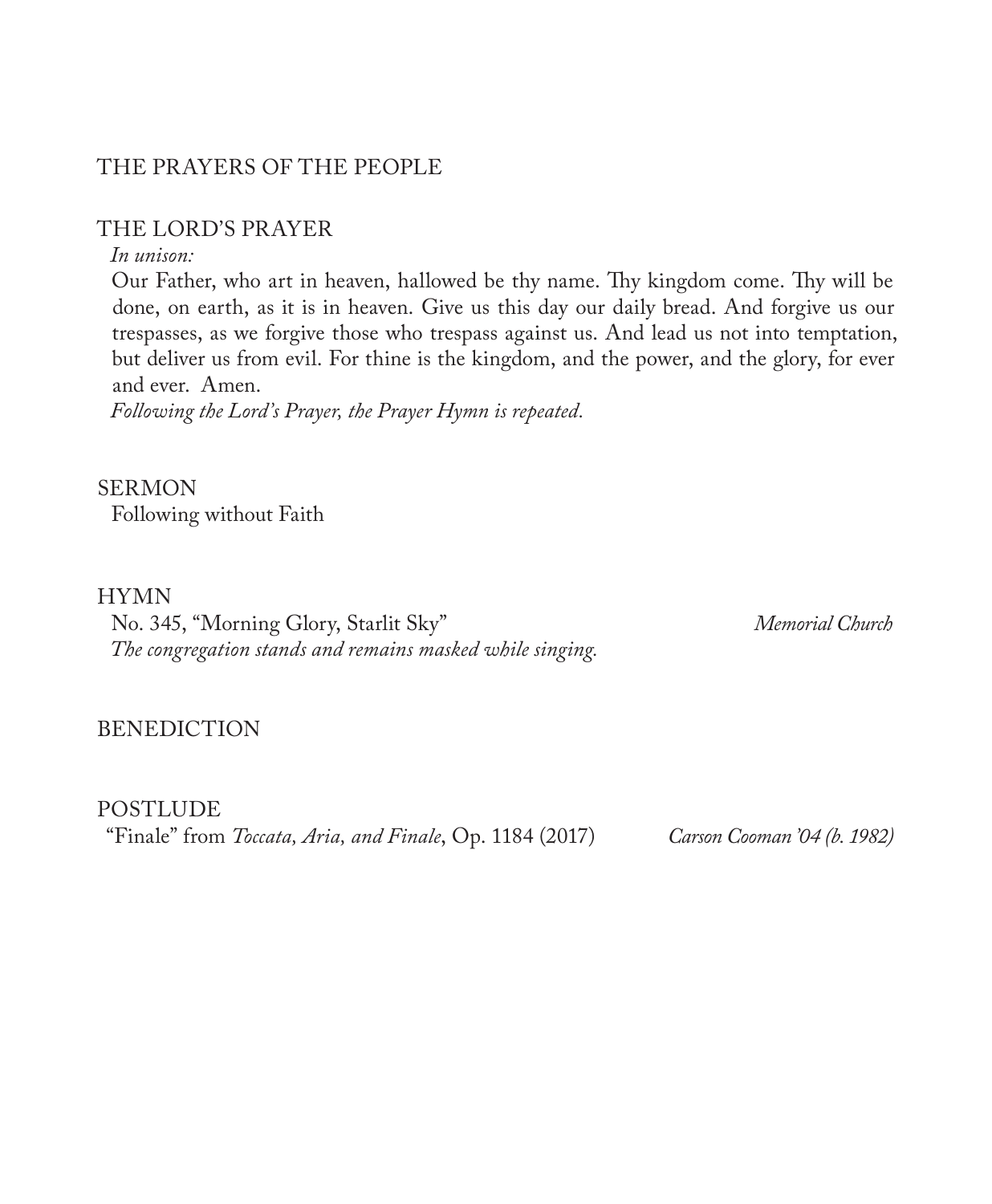## THE PRAYERS OF THE PEOPLE

## THE LORD'S PRAYER

*In unison:*

Our Father, who art in heaven, hallowed be thy name. Thy kingdom come. Thy will be done, on earth, as it is in heaven. Give us this day our daily bread. And forgive us our trespasses, as we forgive those who trespass against us. And lead us not into temptation, but deliver us from evil. For thine is the kingdom, and the power, and the glory, for ever and ever. Amen.

*Following the Lord's Prayer, the Prayer Hymn is repeated.*

## SERMON

Following without Faith

## HYMN

No. 345, "Morning Glory, Starlit Sky" — *Memorial Church*

*The congregation stands and remains masked while singing.*

## BENEDICTION

## POSTLUDE

"Finale" from *Toccata, Aria, and Finale*, Op. 1184 (2017) — *Carson Cooman '04 (b. 1982)*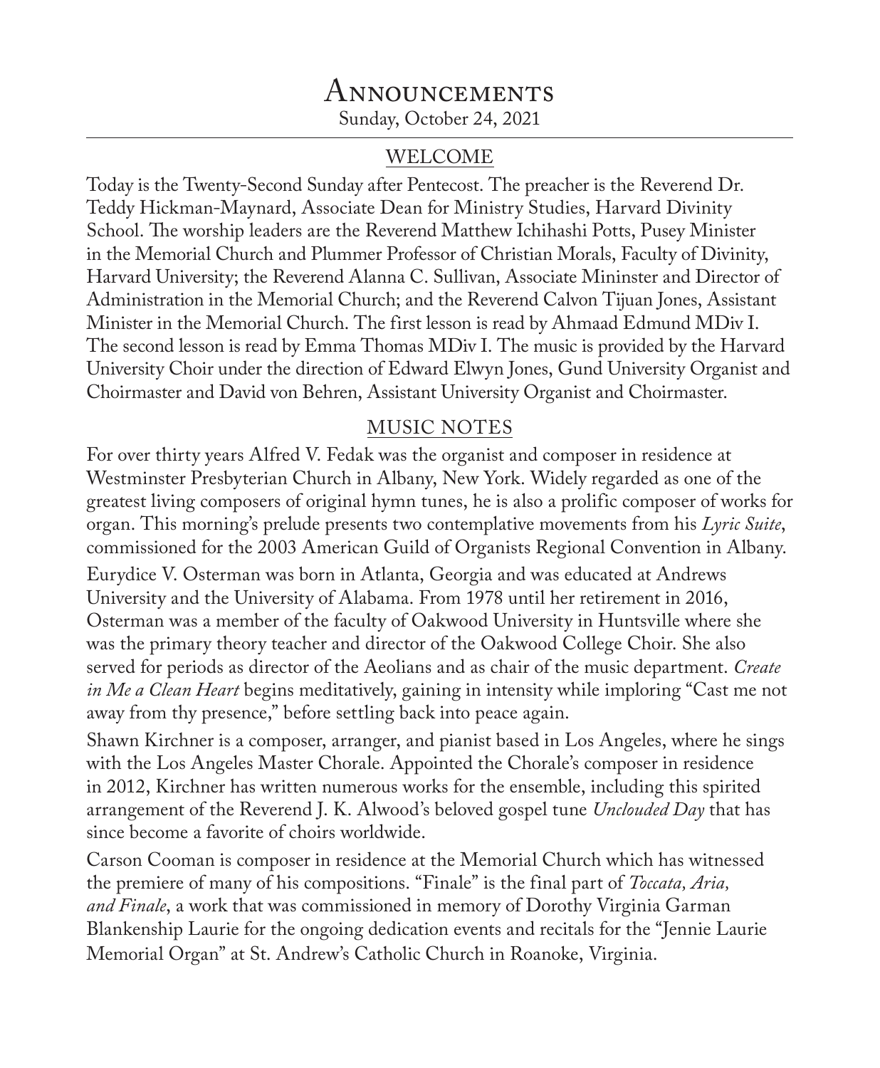# Announcements

Sunday, October 24, 2021

## WELCOME

Today is the Twenty-Second Sunday after Pentecost. The preacher is the Reverend Dr. Teddy Hickman-Maynard, Associate Dean for Ministry Studies, Harvard Divinity School. The worship leaders are the Reverend Matthew Ichihashi Potts, Pusey Minister in the Memorial Church and Plummer Professor of Christian Morals, Faculty of Divinity, Harvard University; the Reverend Alanna C. Sullivan, Associate Mininster and Director of Administration in the Memorial Church; and the Reverend Calvon Tijuan Jones, Assistant Minister in the Memorial Church. The first lesson is read by Ahmaad Edmund MDiv I. The second lesson is read by Emma Thomas MDiv I. The music is provided by the Harvard University Choir under the direction of Edward Elwyn Jones, Gund University Organist and Choirmaster and David von Behren, Assistant University Organist and Choirmaster.

## MUSIC NOTES

For over thirty years Alfred V. Fedak was the organist and composer in residence at Westminster Presbyterian Church in Albany, New York. Widely regarded as one of the greatest living composers of original hymn tunes, he is also a prolific composer of works for organ. This morning's prelude presents two contemplative movements from his *Lyric Suite*, commissioned for the 2003 American Guild of Organists Regional Convention in Albany.

Eurydice V. Osterman was born in Atlanta, Georgia and was educated at Andrews University and the University of Alabama. From 1978 until her retirement in 2016, Osterman was a member of the faculty of Oakwood University in Huntsville where she was the primary theory teacher and director of the Oakwood College Choir. She also served for periods as director of the Aeolians and as chair of the music department. *Create in Me a Clean Heart* begins meditatively, gaining in intensity while imploring "Cast me not away from thy presence," before settling back into peace again.

Shawn Kirchner is a composer, arranger, and pianist based in Los Angeles, where he sings with the Los Angeles Master Chorale. Appointed the Chorale's composer in residence in 2012, Kirchner has written numerous works for the ensemble, including this spirited arrangement of the Reverend J. K. Alwood's beloved gospel tune *Unclouded Day* that has since become a favorite of choirs worldwide.

Carson Cooman is composer in residence at the Memorial Church which has witnessed the premiere of many of his compositions. "Finale" is the final part of *Toccata, Aria, and Finale*, a work that was commissioned in memory of Dorothy Virginia Garman Blankenship Laurie for the ongoing dedication events and recitals for the "Jennie Laurie Memorial Organ" at St. Andrew's Catholic Church in Roanoke, Virginia.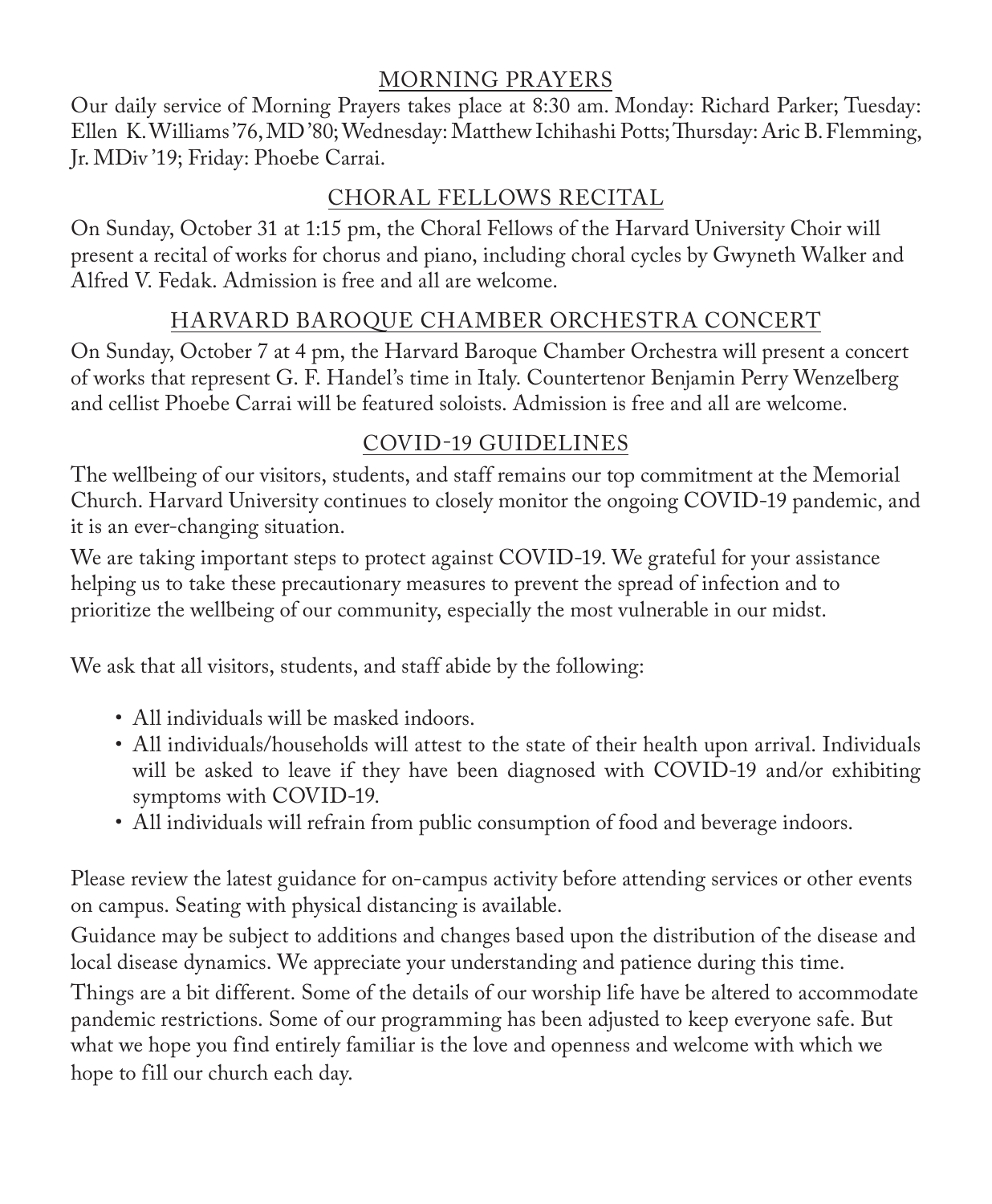## MORNING PRAYERS

Our daily service of Morning Prayers takes place at 8:30 am. Monday: Richard Parker; Tuesday: Ellen K. Williams '76, MD '80; Wednesday: Matthew Ichihashi Potts; Thursday: Aric B. Flemming, Jr. MDiv '19; Friday: Phoebe Carrai.

## CHORAL FELLOWS RECITAL

On Sunday, October 31 at 1:15 pm, the Choral Fellows of the Harvard University Choir will present a recital of works for chorus and piano, including choral cycles by Gwyneth Walker and Alfred V. Fedak. Admission is free and all are welcome.

## HARVARD BAROQUE CHAMBER ORCHESTRA CONCERT

On Sunday, October 7 at 4 pm, the Harvard Baroque Chamber Orchestra will present a concert of works that represent G. F. Handel's time in Italy. Countertenor Benjamin Perry Wenzelberg and cellist Phoebe Carrai will be featured soloists. Admission is free and all are welcome.

## COVID-19 GUIDELINES

The wellbeing of our visitors, students, and staff remains our top commitment at the Memorial Church. Harvard University continues to closely monitor the ongoing COVID-19 pandemic, and it is an ever-changing situation.

We are taking important steps to protect against COVID-19. We grateful for your assistance helping us to take these precautionary measures to prevent the spread of infection and to prioritize the wellbeing of our community, especially the most vulnerable in our midst.

We ask that all visitors, students, and staff abide by the following:

- All individuals will be masked indoors.
- All individuals/households will attest to the state of their health upon arrival. Individuals will be asked to leave if they have been diagnosed with COVID-19 and/or exhibiting symptoms with COVID-19.
- All individuals will refrain from public consumption of food and beverage indoors.

Please review the latest guidance for on-campus activity before attending services or other events on campus. Seating with physical distancing is available.

Guidance may be subject to additions and changes based upon the distribution of the disease and local disease dynamics. We appreciate your understanding and patience during this time.

Things are a bit different. Some of the details of our worship life have be altered to accommodate pandemic restrictions. Some of our programming has been adjusted to keep everyone safe. But what we hope you find entirely familiar is the love and openness and welcome with which we hope to fill our church each day.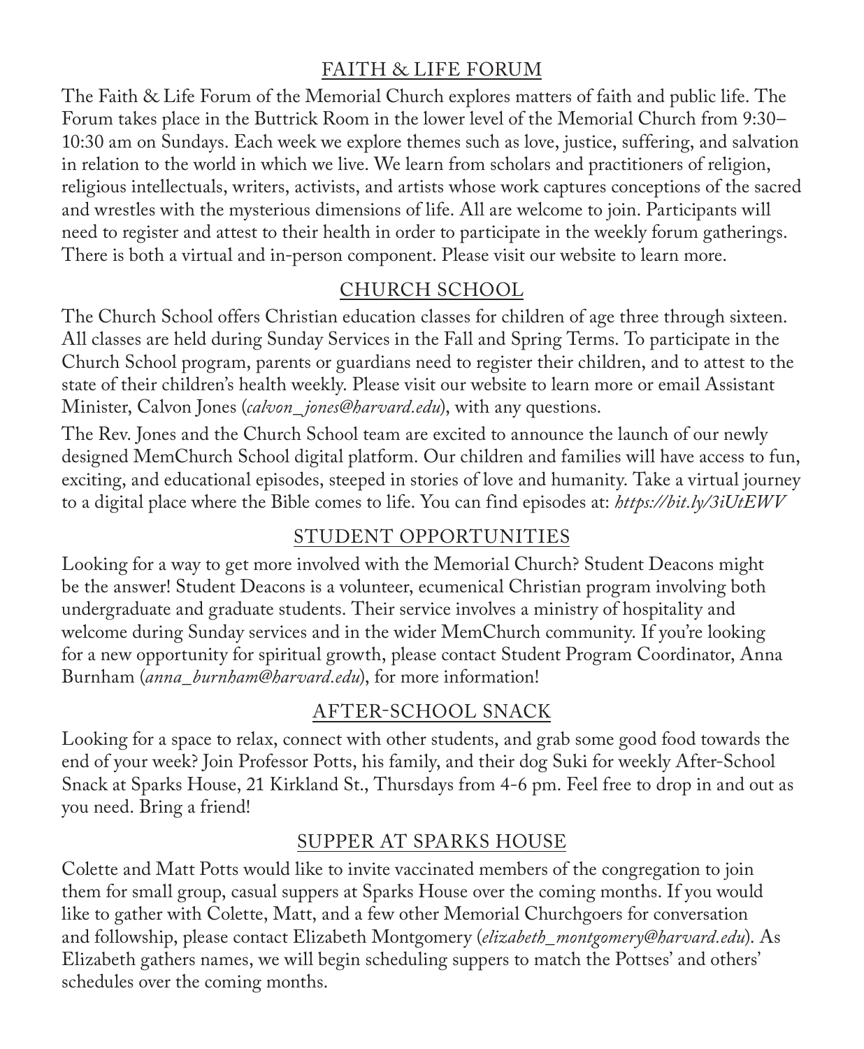## FAITH & LIFE FORUM

The Faith & Life Forum of the Memorial Church explores matters of faith and public life. The Forum takes place in the Buttrick Room in the lower level of the Memorial Church from 9:30–10:30 am on Sundays. Each week we explore themes such as love, justice, suffering, and salvation in relation to the world in which we live. We learn from scholars and practitioners of religion, religious intellectuals, writers, activists, and artists whose work captures conceptions of the sacred and wrestles with the mysterious dimensions of life. All are welcome to join. Participants will need to register and attest to their health in order to participate in the weekly forum gatherings. There is both a virtual and in-person component. Please visit our website to learn more.

## CHURCH SCHOOL

The Church School offers Christian education classes for children of age three through sixteen. All classes are held during Sunday Services in the Fall and Spring Terms. To participate in the Church School program, parents or guardians need to register their children, and to attest to the state of their children's health weekly. Please visit our website to learn more or email Assistant Minister, Calvon Jones (*calvon_jones@harvard.edu*), with any questions.

The Rev. Jones and the Church School team are excited to announce the launch of our newly designed MemChurch School digital platform. Our children and families will have access to fun, exciting, and educational episodes, steeped in stories of love and humanity. Take a virtual journey to a digital place where the Bible comes to life. You can find episodes at: *https://bit.ly/3iUtEWV*

## STUDENT OPPORTUNITIES

Looking for a way to get more involved with the Memorial Church? Student Deacons might be the answer! Student Deacons is a volunteer, ecumenical Christian program involving both undergraduate and graduate students. Their service involves a ministry of hospitality and welcome during Sunday services and in the wider MemChurch community. If you're looking for a new opportunity for spiritual growth, please contact Student Program Coordinator, Anna Burnham (*anna_burnham@harvard.edu*), for more information!

## AFTER-SCHOOL SNACK

Looking for a space to relax, connect with other students, and grab some good food towards the end of your week? Join Professor Potts, his family, and their dog Suki for weekly After-School Snack at Sparks House, 21 Kirkland St., Thursdays from 4-6 pm. Feel free to drop in and out as you need. Bring a friend!

## SUPPER AT SPARKS HOUSE

Colette and Matt Potts would like to invite vaccinated members of the congregation to join them for small group, casual suppers at Sparks House over the coming months. If you would like to gather with Colette, Matt, and a few other Memorial Churchgoers for conversation and followship, please contact Elizabeth Montgomery (*elizabeth_montgomery@harvard.edu*). As Elizabeth gathers names, we will begin scheduling suppers to match the Pottses' and others' schedules over the coming months.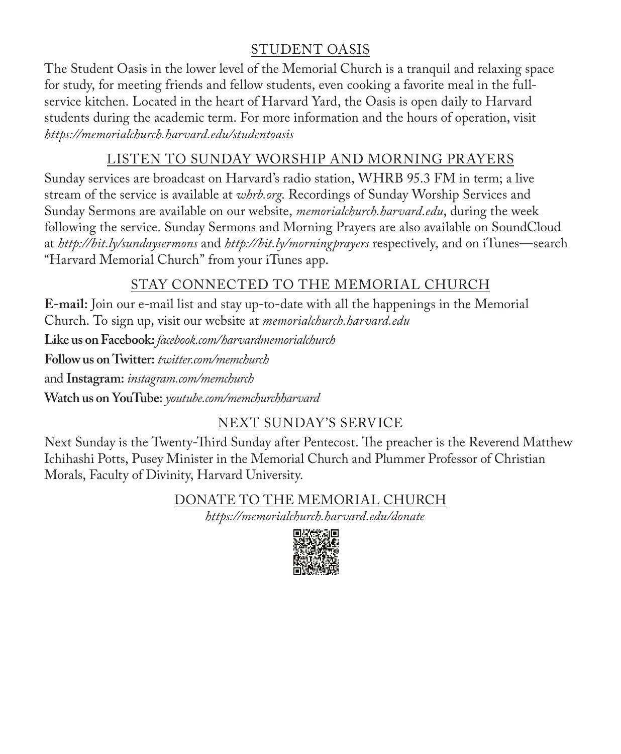## STUDENT OASIS

The Student Oasis in the lower level of the Memorial Church is a tranquil and relaxing space for study, for meeting friends and fellow students, even cooking a favorite meal in the full-service kitchen. Located in the heart of Harvard Yard, the Oasis is open daily to Harvard students during the academic term. For more information and the hours of operation, visit *https://memorialchurch.harvard.edu/studentoasis*

## LISTEN TO SUNDAY WORSHIP AND MORNING PRAYERS

Sunday services are broadcast on Harvard's radio station, WHRB 95.3 FM in term; a live stream of the service is available at *whrb.org*. Recordings of Sunday Worship Services and Sunday Sermons are available on our website, *memorialchurch.harvard.edu*, during the week following the service. Sunday Sermons and Morning Prayers are also available on SoundCloud at *http://bit.ly/sundaysermons* and *http://bit.ly/morningprayers* respectively, and on iTunes—search "Harvard Memorial Church" from your iTunes app.

## STAY CONNECTED TO THE MEMORIAL CHURCH

**E-mail:** Join our e-mail list and stay up-to-date with all the happenings in the Memorial Church. To sign up, visit our website at *memorialchurch.harvard.edu*

**Like us on Facebook:** *facebook.com/harvardmemorialchurch*

**Follow us on Twitter:** *twitter.com/memchurch*

and **Instagram:** *instagram.com/memchurch*

**Watch us on YouTube:** *youtube.com/memchurchharvard*

## NEXT SUNDAY'S SERVICE

Next Sunday is the Twenty-Third Sunday after Pentecost. The preacher is the Reverend Matthew Ichihashi Potts, Pusey Minister in the Memorial Church and Plummer Professor of Christian Morals, Faculty of Divinity, Harvard University.

## DONATE TO THE MEMORIAL CHURCH

*https://memorialchurch.harvard.edu/donate*